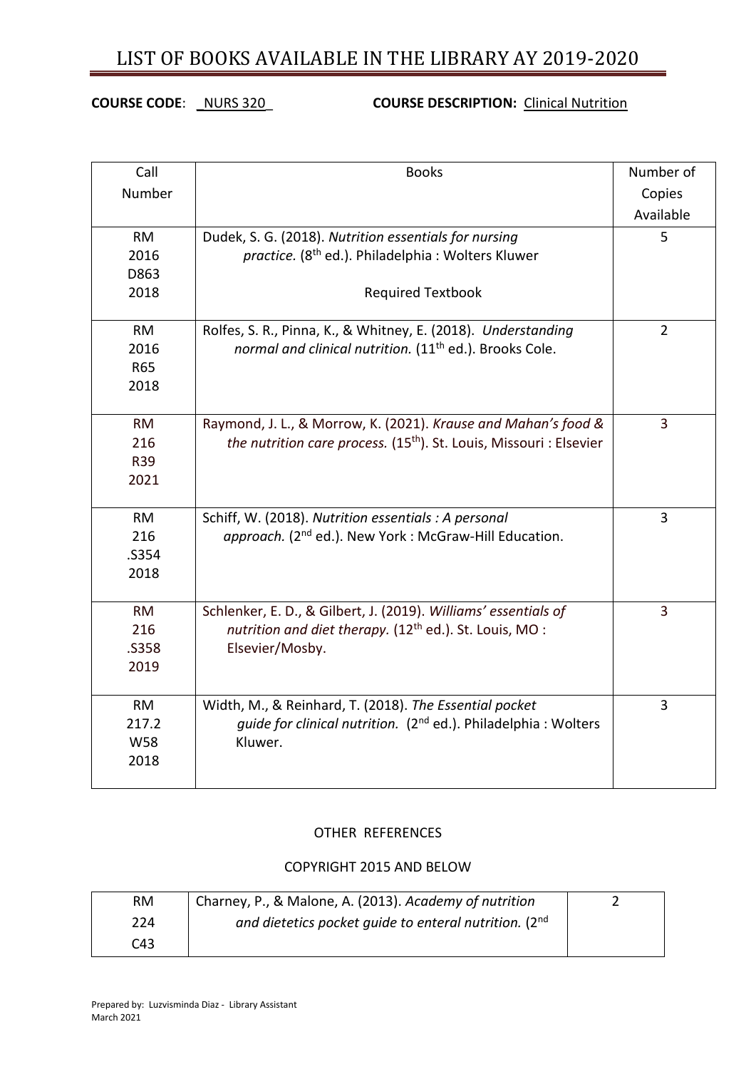# LIST OF BOOKS AVAILABLE IN THE LIBRARY AY 2019-2020

**COURSE CODE**: _NURS 320_ **COURSE DESCRIPTION:** Clinical Nutrition

| Call Number | Books | Number of Copies Available |
|---|---|---|
| RM 2016 D863 2018 | Dudek, S. G. (2018). *Nutrition essentials for nursing practice.* (8th ed.). Philadelphia : Wolters Kluwer<br><br>Required Textbook | 5 |
| RM 2016 R65 2018 | Rolfes, S. R., Pinna, K., & Whitney, E. (2018). *Understanding normal and clinical nutrition.* (11th ed.). Brooks Cole. | 2 |
| RM 216 R39 2021 | Raymond, J. L., & Morrow, K. (2021). *Krause and Mahan's food & the nutrition care process.* (15th). St. Louis, Missouri : Elsevier | 3 |
| RM 216 .S354 2018 | Schiff, W. (2018). *Nutrition essentials : A personal approach.* (2nd ed.). New York : McGraw-Hill Education. | 3 |
| RM 216 .S358 2019 | Schlenker, E. D., & Gilbert, J. (2019). *Williams' essentials of nutrition and diet therapy.* (12th ed.). St. Louis, MO : Elsevier/Mosby. | 3 |
| RM 217.2 W58 2018 | Width, M., & Reinhard, T. (2018). *The Essential pocket guide for clinical nutrition.* (2nd ed.). Philadelphia : Wolters Kluwer. | 3 |

OTHER REFERENCES

COPYRIGHT 2015 AND BELOW

| | | |
|---|---|---|
| RM 224 C43 | Charney, P., & Malone, A. (2013). *Academy of nutrition and dietetics pocket guide to enteral nutrition.* (2nd | 2 |

Prepared by: Luzvisminda Diaz - Library Assistant
March 2021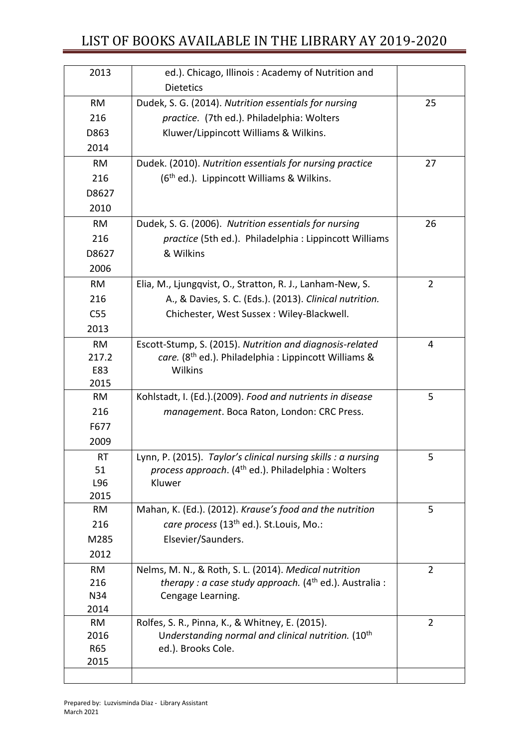| | | |
|---|---|---|
| 2013 | ed.). Chicago, Illinois : Academy of Nutrition and Dietetics | |
| RM 216 D863 2014 | Dudek, S. G. (2014). *Nutrition essentials for nursing practice.* (7th ed.). Philadelphia: Wolters Kluwer/Lippincott Williams & Wilkins. | 25 |
| RM 216 D8627 2010 | Dudek. (2010). *Nutrition essentials for nursing practice* (6th ed.). Lippincott Williams & Wilkins. | 27 |
| RM 216 D8627 2006 | Dudek, S. G. (2006). *Nutrition essentials for nursing practice* (5th ed.). Philadelphia : Lippincott Williams & Wilkins | 26 |
| RM 216 C55 2013 | Elia, M., Ljungqvist, O., Stratton, R. J., Lanham-New, S. A., & Davies, S. C. (Eds.). (2013). *Clinical nutrition.* Chichester, West Sussex : Wiley-Blackwell. | 2 |
| RM 217.2 E83 2015 | Escott-Stump, S. (2015). *Nutrition and diagnosis-related care.* (8th ed.). Philadelphia : Lippincott Williams & Wilkins | 4 |
| RM 216 F677 2009 | Kohlstadt, I. (Ed.).(2009). *Food and nutrients in disease management*. Boca Raton, London: CRC Press. | 5 |
| RT 51 L96 2015 | Lynn, P. (2015). *Taylor's clinical nursing skills : a nursing process approach*. (4th ed.). Philadelphia : Wolters Kluwer | 5 |
| RM 216 M285 2012 | Mahan, K. (Ed.). (2012). *Krause's food and the nutrition care process* (13th ed.). St.Louis, Mo.: Elsevier/Saunders. | 5 |
| RM 216 N34 2014 | Nelms, M. N., & Roth, S. L. (2014). *Medical nutrition therapy : a case study approach.* (4th ed.). Australia : Cengage Learning. | 2 |
| RM 2016 R65 2015 | Rolfes, S. R., Pinna, K., & Whitney, E. (2015). U*nderstanding normal and clinical nutrition.* (10th ed.). Brooks Cole. | 2 |
| | | |

Prepared by: Luzvisminda Diaz - Library Assistant
March 2021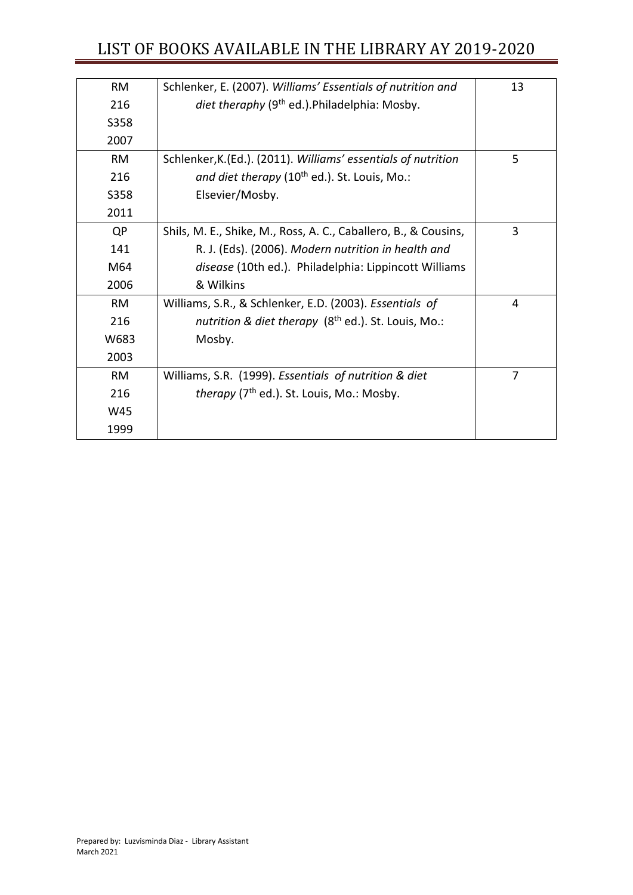| | | |
|---|---|---|
| RM 216 S358 2007 | Schlenker, E. (2007). *Williams' Essentials of nutrition and diet theraphy* (9th ed.).Philadelphia: Mosby. | 13 |
| RM 216 S358 2011 | Schlenker,K.(Ed.). (2011). *Williams' essentials of nutrition and diet therapy* (10th ed.). St. Louis, Mo.: Elsevier/Mosby. | 5 |
| QP 141 M64 2006 | Shils, M. E., Shike, M., Ross, A. C., Caballero, B., & Cousins, R. J. (Eds). (2006). *Modern nutrition in health and disease* (10th ed.). Philadelphia: Lippincott Williams & Wilkins | 3 |
| RM 216 W683 2003 | Williams, S.R., & Schlenker, E.D. (2003). *Essentials of nutrition & diet therapy* (8th ed.). St. Louis, Mo.: Mosby. | 4 |
| RM 216 W45 1999 | Williams, S.R. (1999). *Essentials of nutrition & diet therapy* (7th ed.). St. Louis, Mo.: Mosby. | 7 |